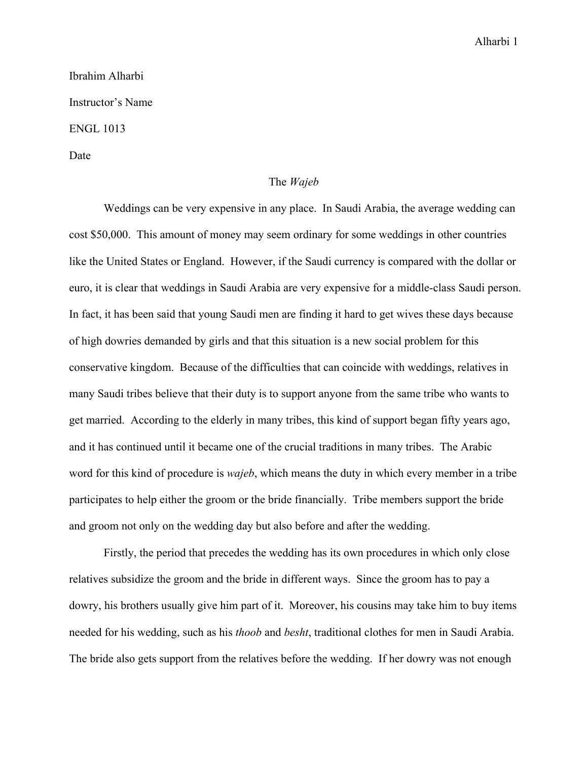Ibrahim Alharbi

Instructor's Name

ENGL 1013

Date

# The *Wajeb*

Weddings can be very expensive in any place. In Saudi Arabia, the average wedding can cost $50,000. This amount of money may seem ordinary for some weddings in other countries like the United States or England. However, if the Saudi currency is compared with the dollar or euro, it is clear that weddings in Saudi Arabia are very expensive for a middle-class Saudi person. In fact, it has been said that young Saudi men are finding it hard to get wives these days because of high dowries demanded by girls and that this situation is a new social problem for this conservative kingdom. Because of the difficulties that can coincide with weddings, relatives in many Saudi tribes believe that their duty is to support anyone from the same tribe who wants to get married. According to the elderly in many tribes, this kind of support began fifty years ago, and it has continued until it became one of the crucial traditions in many tribes. The Arabic word for this kind of procedure is *wajeb*, which means the duty in which every member in a tribe participates to help either the groom or the bride financially. Tribe members support the bride and groom not only on the wedding day but also before and after the wedding.

Firstly, the period that precedes the wedding has its own procedures in which only close relatives subsidize the groom and the bride in different ways. Since the groom has to pay a dowry, his brothers usually give him part of it. Moreover, his cousins may take him to buy items needed for his wedding, such as his *thoob* and *besht*, traditional clothes for men in Saudi Arabia. The bride also gets support from the relatives before the wedding. If her dowry was not enough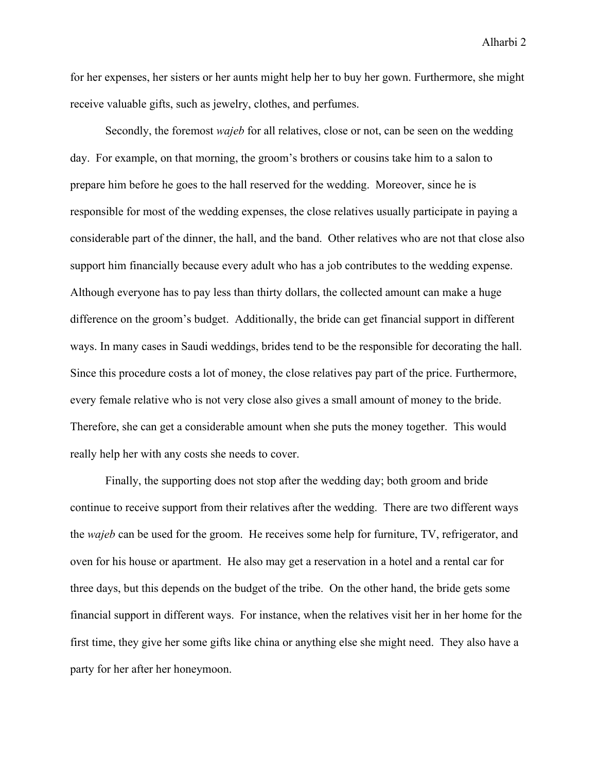for her expenses, her sisters or her aunts might help her to buy her gown. Furthermore, she might receive valuable gifts, such as jewelry, clothes, and perfumes.

Secondly, the foremost *wajeb* for all relatives, close or not, can be seen on the wedding day. For example, on that morning, the groom's brothers or cousins take him to a salon to prepare him before he goes to the hall reserved for the wedding. Moreover, since he is responsible for most of the wedding expenses, the close relatives usually participate in paying a considerable part of the dinner, the hall, and the band. Other relatives who are not that close also support him financially because every adult who has a job contributes to the wedding expense. Although everyone has to pay less than thirty dollars, the collected amount can make a huge difference on the groom's budget. Additionally, the bride can get financial support in different ways. In many cases in Saudi weddings, brides tend to be the responsible for decorating the hall. Since this procedure costs a lot of money, the close relatives pay part of the price. Furthermore, every female relative who is not very close also gives a small amount of money to the bride. Therefore, she can get a considerable amount when she puts the money together. This would really help her with any costs she needs to cover.

Finally, the supporting does not stop after the wedding day; both groom and bride continue to receive support from their relatives after the wedding. There are two different ways the *wajeb* can be used for the groom. He receives some help for furniture, TV, refrigerator, and oven for his house or apartment. He also may get a reservation in a hotel and a rental car for three days, but this depends on the budget of the tribe. On the other hand, the bride gets some financial support in different ways. For instance, when the relatives visit her in her home for the first time, they give her some gifts like china or anything else she might need. They also have a party for her after her honeymoon.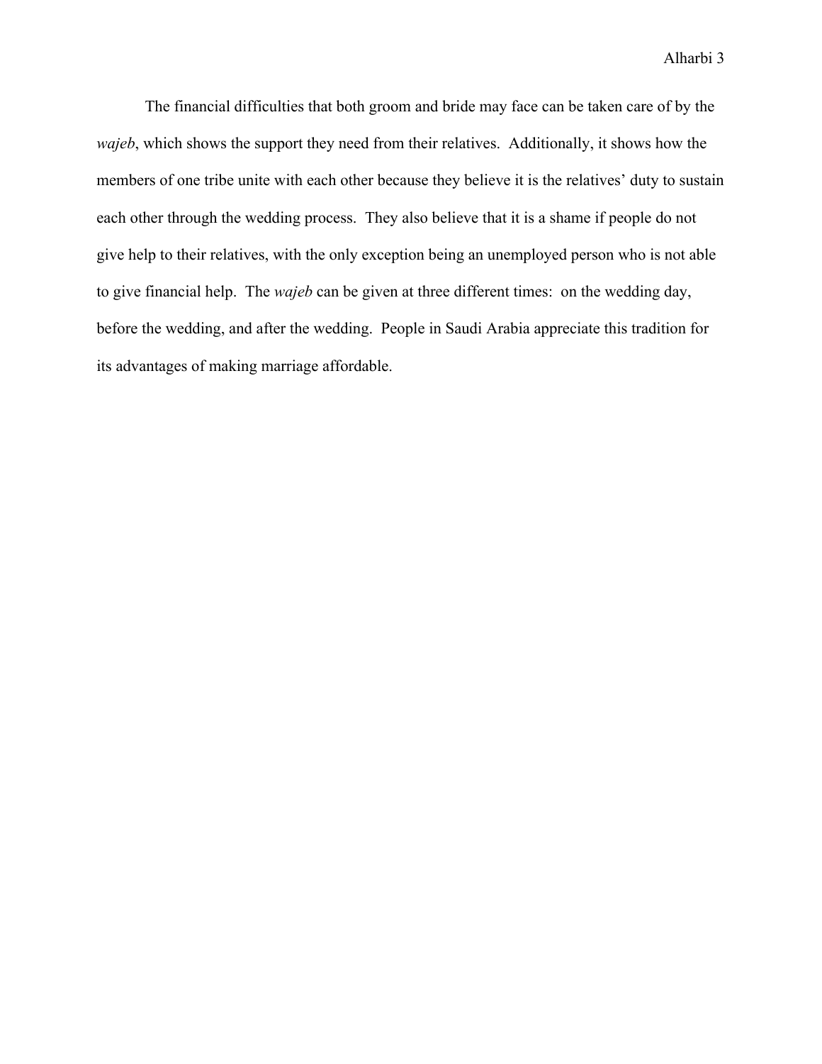The financial difficulties that both groom and bride may face can be taken care of by the *wajeb*, which shows the support they need from their relatives. Additionally, it shows how the members of one tribe unite with each other because they believe it is the relatives' duty to sustain each other through the wedding process. They also believe that it is a shame if people do not give help to their relatives, with the only exception being an unemployed person who is not able to give financial help. The *wajeb* can be given at three different times: on the wedding day, before the wedding, and after the wedding. People in Saudi Arabia appreciate this tradition for its advantages of making marriage affordable.